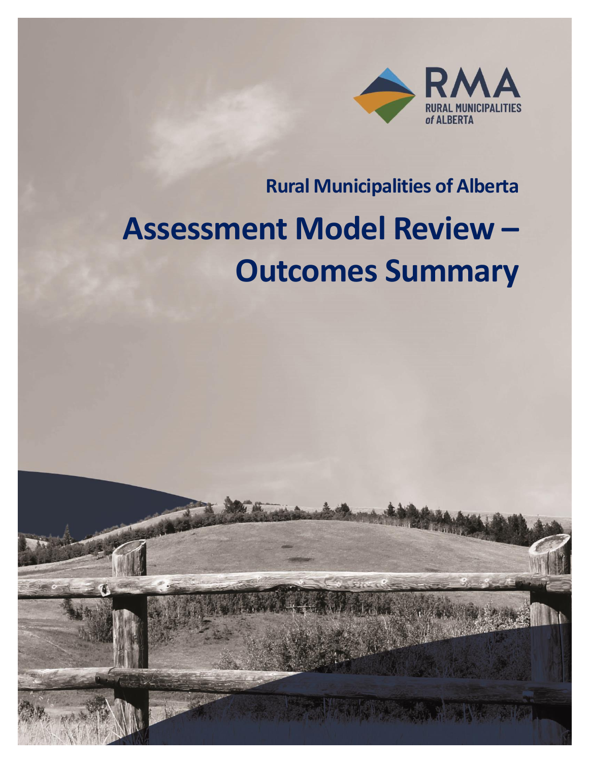RMA

RURAL MUNICIPALITIES of ALBERTA

## Rural Municipalities of Alberta

# Assessment Model Review – Outcomes Summary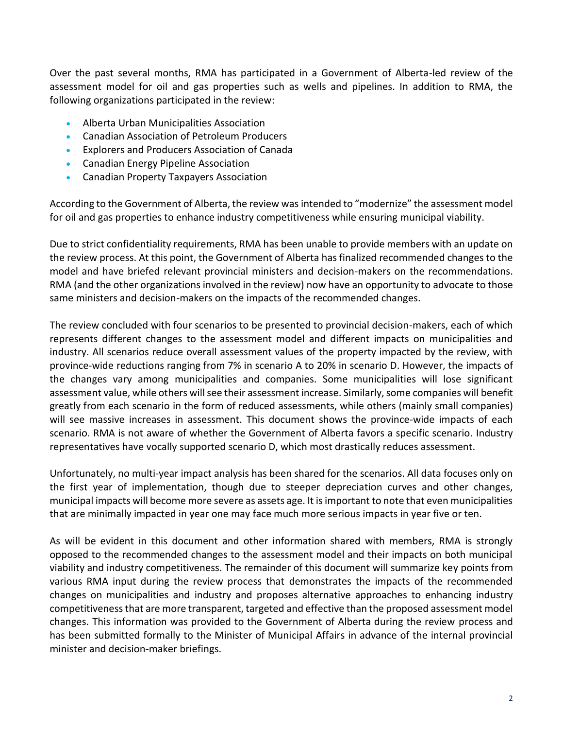Over the past several months, RMA has participated in a Government of Alberta-led review of the assessment model for oil and gas properties such as wells and pipelines. In addition to RMA, the following organizations participated in the review:

- Alberta Urban Municipalities Association
- Canadian Association of Petroleum Producers
- Explorers and Producers Association of Canada
- Canadian Energy Pipeline Association
- Canadian Property Taxpayers Association

According to the Government of Alberta, the review was intended to "modernize" the assessment model for oil and gas properties to enhance industry competitiveness while ensuring municipal viability.

Due to strict confidentiality requirements, RMA has been unable to provide members with an update on the review process. At this point, the Government of Alberta has finalized recommended changes to the model and have briefed relevant provincial ministers and decision-makers on the recommendations. RMA (and the other organizations involved in the review) now have an opportunity to advocate to those same ministers and decision-makers on the impacts of the recommended changes.

The review concluded with four scenarios to be presented to provincial decision-makers, each of which represents different changes to the assessment model and different impacts on municipalities and industry. All scenarios reduce overall assessment values of the property impacted by the review, with province-wide reductions ranging from 7% in scenario A to 20% in scenario D. However, the impacts of the changes vary among municipalities and companies. Some municipalities will lose significant assessment value, while others will see their assessment increase. Similarly, some companies will benefit greatly from each scenario in the form of reduced assessments, while others (mainly small companies) will see massive increases in assessment. This document shows the province-wide impacts of each scenario. RMA is not aware of whether the Government of Alberta favors a specific scenario. Industry representatives have vocally supported scenario D, which most drastically reduces assessment.

Unfortunately, no multi-year impact analysis has been shared for the scenarios. All data focuses only on the first year of implementation, though due to steeper depreciation curves and other changes, municipal impacts will become more severe as assets age. It is important to note that even municipalities that are minimally impacted in year one may face much more serious impacts in year five or ten.

As will be evident in this document and other information shared with members, RMA is strongly opposed to the recommended changes to the assessment model and their impacts on both municipal viability and industry competitiveness. The remainder of this document will summarize key points from various RMA input during the review process that demonstrates the impacts of the recommended changes on municipalities and industry and proposes alternative approaches to enhancing industry competitiveness that are more transparent, targeted and effective than the proposed assessment model changes. This information was provided to the Government of Alberta during the review process and has been submitted formally to the Minister of Municipal Affairs in advance of the internal provincial minister and decision-maker briefings.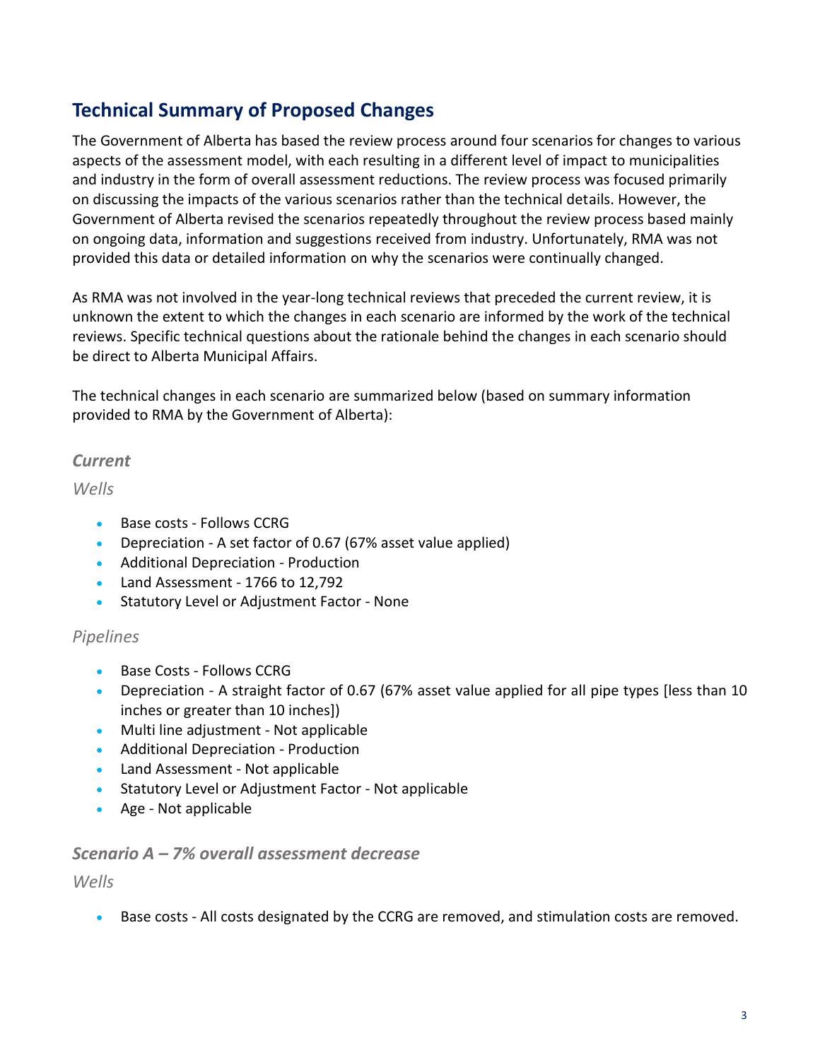## Technical Summary of Proposed Changes

The Government of Alberta has based the review process around four scenarios for changes to various aspects of the assessment model, with each resulting in a different level of impact to municipalities and industry in the form of overall assessment reductions. The review process was focused primarily on discussing the impacts of the various scenarios rather than the technical details. However, the Government of Alberta revised the scenarios repeatedly throughout the review process based mainly on ongoing data, information and suggestions received from industry. Unfortunately, RMA was not provided this data or detailed information on why the scenarios were continually changed.

As RMA was not involved in the year-long technical reviews that preceded the current review, it is unknown the extent to which the changes in each scenario are informed by the work of the technical reviews. Specific technical questions about the rationale behind the changes in each scenario should be direct to Alberta Municipal Affairs.

The technical changes in each scenario are summarized below (based on summary information provided to RMA by the Government of Alberta):

### *Current*

#### *Wells*

- Base costs - Follows CCRG
- Depreciation - A set factor of 0.67 (67% asset value applied)
- Additional Depreciation - Production
- Land Assessment - 1766 to 12,792
- Statutory Level or Adjustment Factor - None

#### *Pipelines*

- Base Costs - Follows CCRG
- Depreciation - A straight factor of 0.67 (67% asset value applied for all pipe types [less than 10 inches or greater than 10 inches])
- Multi line adjustment - Not applicable
- Additional Depreciation - Production
- Land Assessment - Not applicable
- Statutory Level or Adjustment Factor - Not applicable
- Age - Not applicable

### *Scenario A – 7% overall assessment decrease*

#### *Wells*

- Base costs - All costs designated by the CCRG are removed, and stimulation costs are removed.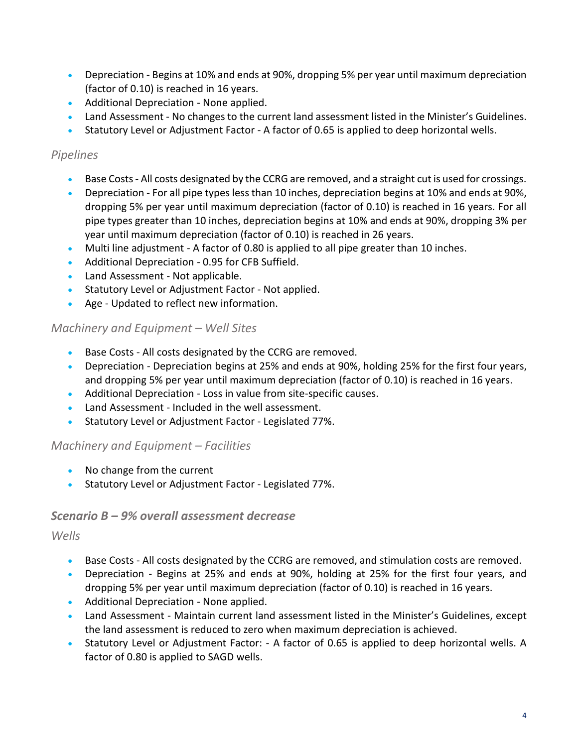- Depreciation - Begins at 10% and ends at 90%, dropping 5% per year until maximum depreciation (factor of 0.10) is reached in 16 years.
- Additional Depreciation - None applied.
- Land Assessment - No changes to the current land assessment listed in the Minister's Guidelines.
- Statutory Level or Adjustment Factor - A factor of 0.65 is applied to deep horizontal wells.

### *Pipelines*

- Base Costs - All costs designated by the CCRG are removed, and a straight cut is used for crossings.
- Depreciation - For all pipe types less than 10 inches, depreciation begins at 10% and ends at 90%, dropping 5% per year until maximum depreciation (factor of 0.10) is reached in 16 years. For all pipe types greater than 10 inches, depreciation begins at 10% and ends at 90%, dropping 3% per year until maximum depreciation (factor of 0.10) is reached in 26 years.
- Multi line adjustment - A factor of 0.80 is applied to all pipe greater than 10 inches.
- Additional Depreciation - 0.95 for CFB Suffield.
- Land Assessment - Not applicable.
- Statutory Level or Adjustment Factor - Not applied.
- Age - Updated to reflect new information.

### *Machinery and Equipment – Well Sites*

- Base Costs - All costs designated by the CCRG are removed.
- Depreciation - Depreciation begins at 25% and ends at 90%, holding 25% for the first four years, and dropping 5% per year until maximum depreciation (factor of 0.10) is reached in 16 years.
- Additional Depreciation - Loss in value from site-specific causes.
- Land Assessment - Included in the well assessment.
- Statutory Level or Adjustment Factor - Legislated 77%.

### *Machinery and Equipment – Facilities*

- No change from the current
- Statutory Level or Adjustment Factor - Legislated 77%.

## ***Scenario B – 9% overall assessment decrease***

### *Wells*

- Base Costs - All costs designated by the CCRG are removed, and stimulation costs are removed.
- Depreciation - Begins at 25% and ends at 90%, holding at 25% for the first four years, and dropping 5% per year until maximum depreciation (factor of 0.10) is reached in 16 years.
- Additional Depreciation - None applied.
- Land Assessment - Maintain current land assessment listed in the Minister's Guidelines, except the land assessment is reduced to zero when maximum depreciation is achieved.
- Statutory Level or Adjustment Factor: - A factor of 0.65 is applied to deep horizontal wells. A factor of 0.80 is applied to SAGD wells.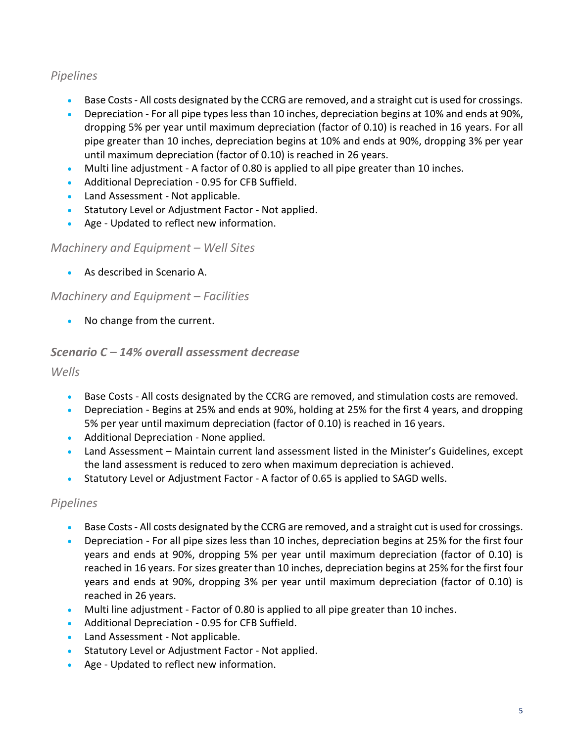### *Pipelines*

- Base Costs - All costs designated by the CCRG are removed, and a straight cut is used for crossings.
- Depreciation - For all pipe types less than 10 inches, depreciation begins at 10% and ends at 90%, dropping 5% per year until maximum depreciation (factor of 0.10) is reached in 16 years. For all pipe greater than 10 inches, depreciation begins at 10% and ends at 90%, dropping 3% per year until maximum depreciation (factor of 0.10) is reached in 26 years.
- Multi line adjustment - A factor of 0.80 is applied to all pipe greater than 10 inches.
- Additional Depreciation - 0.95 for CFB Suffield.
- Land Assessment - Not applicable.
- Statutory Level or Adjustment Factor - Not applied.
- Age - Updated to reflect new information.

### *Machinery and Equipment – Well Sites*

- As described in Scenario A.

### *Machinery and Equipment – Facilities*

- No change from the current.

## ***Scenario C – 14% overall assessment decrease***

### *Wells*

- Base Costs - All costs designated by the CCRG are removed, and stimulation costs are removed.
- Depreciation - Begins at 25% and ends at 90%, holding at 25% for the first 4 years, and dropping 5% per year until maximum depreciation (factor of 0.10) is reached in 16 years.
- Additional Depreciation - None applied.
- Land Assessment – Maintain current land assessment listed in the Minister's Guidelines, except the land assessment is reduced to zero when maximum depreciation is achieved.
- Statutory Level or Adjustment Factor - A factor of 0.65 is applied to SAGD wells.

### *Pipelines*

- Base Costs - All costs designated by the CCRG are removed, and a straight cut is used for crossings.
- Depreciation - For all pipe sizes less than 10 inches, depreciation begins at 25% for the first four years and ends at 90%, dropping 5% per year until maximum depreciation (factor of 0.10) is reached in 16 years. For sizes greater than 10 inches, depreciation begins at 25% for the first four years and ends at 90%, dropping 3% per year until maximum depreciation (factor of 0.10) is reached in 26 years.
- Multi line adjustment - Factor of 0.80 is applied to all pipe greater than 10 inches.
- Additional Depreciation - 0.95 for CFB Suffield.
- Land Assessment - Not applicable.
- Statutory Level or Adjustment Factor - Not applied.
- Age - Updated to reflect new information.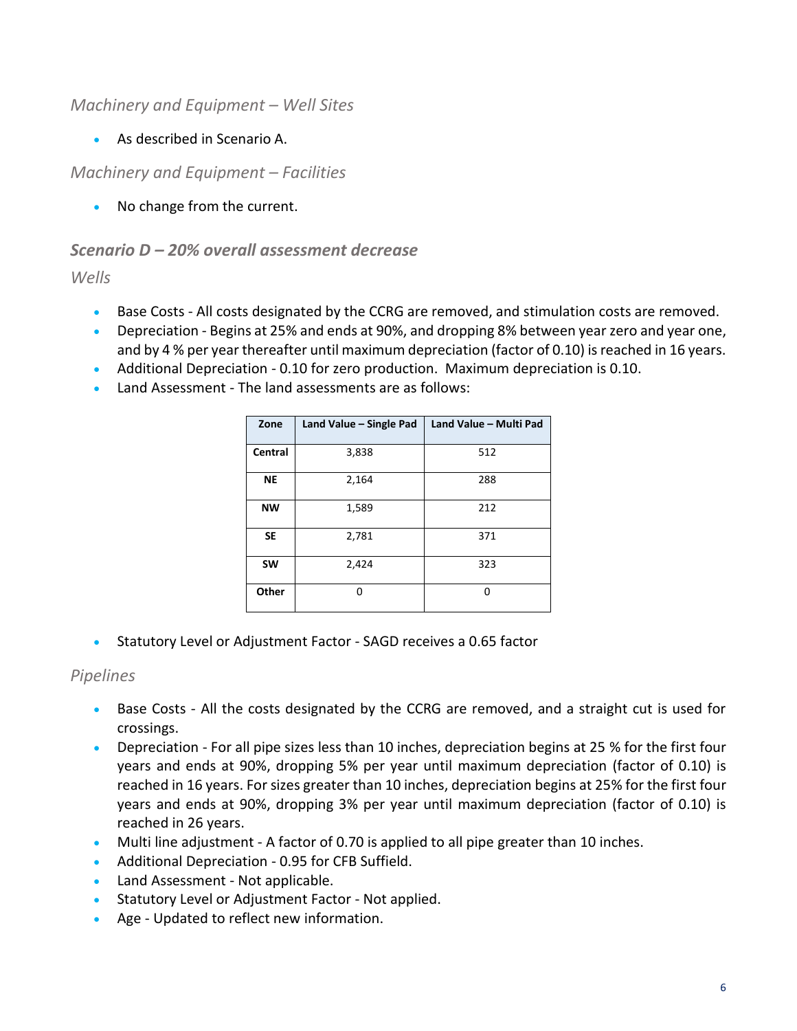### *Machinery and Equipment – Well Sites*

- As described in Scenario A.

### *Machinery and Equipment – Facilities*

- No change from the current.

## *Scenario D – 20% overall assessment decrease*

### *Wells*

- Base Costs - All costs designated by the CCRG are removed, and stimulation costs are removed.
- Depreciation - Begins at 25% and ends at 90%, and dropping 8% between year zero and year one, and by 4 % per year thereafter until maximum depreciation (factor of 0.10) is reached in 16 years.
- Additional Depreciation - 0.10 for zero production. Maximum depreciation is 0.10.
- Land Assessment - The land assessments are as follows:

| Zone | Land Value – Single Pad | Land Value – Multi Pad |
|---|---|---|
| **Central** | 3,838 | 512 |
| **NE** | 2,164 | 288 |
| **NW** | 1,589 | 212 |
| **SE** | 2,781 | 371 |
| **SW** | 2,424 | 323 |
| **Other** | 0 | 0 |

- Statutory Level or Adjustment Factor - SAGD receives a 0.65 factor

### *Pipelines*

- Base Costs - All the costs designated by the CCRG are removed, and a straight cut is used for crossings.
- Depreciation - For all pipe sizes less than 10 inches, depreciation begins at 25 % for the first four years and ends at 90%, dropping 5% per year until maximum depreciation (factor of 0.10) is reached in 16 years. For sizes greater than 10 inches, depreciation begins at 25% for the first four years and ends at 90%, dropping 3% per year until maximum depreciation (factor of 0.10) is reached in 26 years.
- Multi line adjustment - A factor of 0.70 is applied to all pipe greater than 10 inches.
- Additional Depreciation - 0.95 for CFB Suffield.
- Land Assessment - Not applicable.
- Statutory Level or Adjustment Factor - Not applied.
- Age - Updated to reflect new information.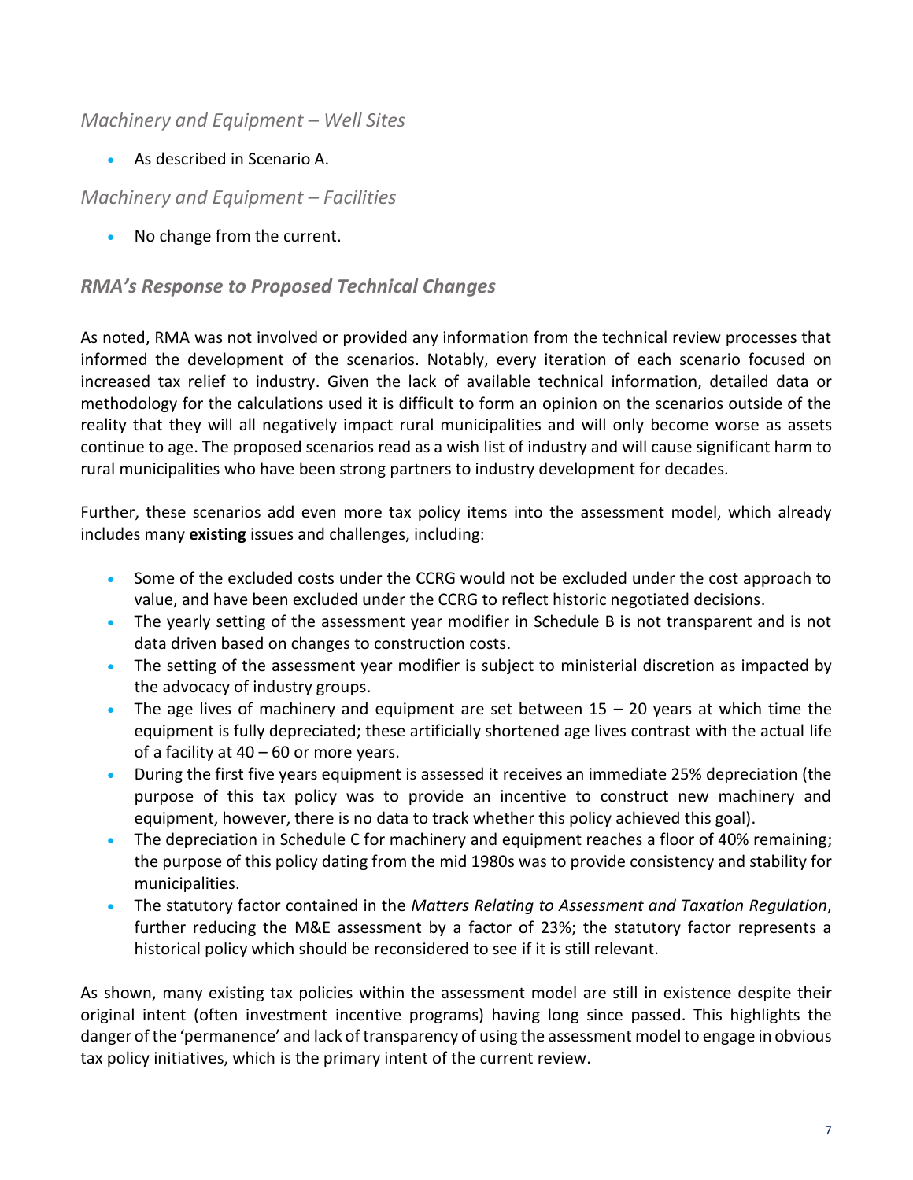### *Machinery and Equipment – Well Sites*

- As described in Scenario A.

### *Machinery and Equipment – Facilities*

- No change from the current.

### ***RMA's Response to Proposed Technical Changes***

As noted, RMA was not involved or provided any information from the technical review processes that informed the development of the scenarios. Notably, every iteration of each scenario focused on increased tax relief to industry. Given the lack of available technical information, detailed data or methodology for the calculations used it is difficult to form an opinion on the scenarios outside of the reality that they will all negatively impact rural municipalities and will only become worse as assets continue to age. The proposed scenarios read as a wish list of industry and will cause significant harm to rural municipalities who have been strong partners to industry development for decades.

Further, these scenarios add even more tax policy items into the assessment model, which already includes many **existing** issues and challenges, including:

- Some of the excluded costs under the CCRG would not be excluded under the cost approach to value, and have been excluded under the CCRG to reflect historic negotiated decisions.
- The yearly setting of the assessment year modifier in Schedule B is not transparent and is not data driven based on changes to construction costs.
- The setting of the assessment year modifier is subject to ministerial discretion as impacted by the advocacy of industry groups.
- The age lives of machinery and equipment are set between 15 – 20 years at which time the equipment is fully depreciated; these artificially shortened age lives contrast with the actual life of a facility at 40 – 60 or more years.
- During the first five years equipment is assessed it receives an immediate 25% depreciation (the purpose of this tax policy was to provide an incentive to construct new machinery and equipment, however, there is no data to track whether this policy achieved this goal).
- The depreciation in Schedule C for machinery and equipment reaches a floor of 40% remaining; the purpose of this policy dating from the mid 1980s was to provide consistency and stability for municipalities.
- The statutory factor contained in the *Matters Relating to Assessment and Taxation Regulation*, further reducing the M&E assessment by a factor of 23%; the statutory factor represents a historical policy which should be reconsidered to see if it is still relevant.

As shown, many existing tax policies within the assessment model are still in existence despite their original intent (often investment incentive programs) having long since passed. This highlights the danger of the 'permanence' and lack of transparency of using the assessment model to engage in obvious tax policy initiatives, which is the primary intent of the current review.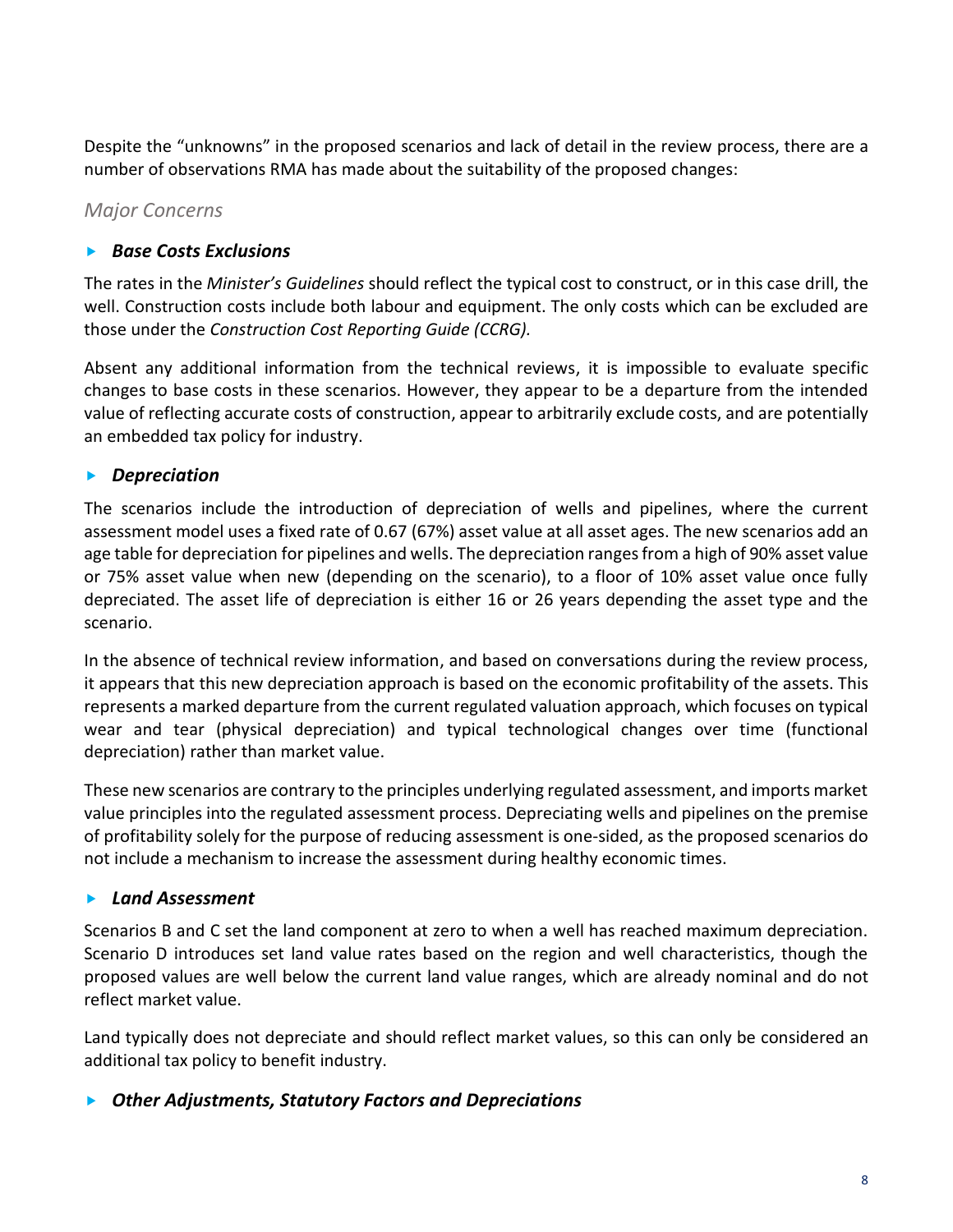Despite the "unknowns" in the proposed scenarios and lack of detail in the review process, there are a number of observations RMA has made about the suitability of the proposed changes:

### *Major Concerns*

- ***Base Costs Exclusions***

The rates in the *Minister's Guidelines* should reflect the typical cost to construct, or in this case drill, the well. Construction costs include both labour and equipment. The only costs which can be excluded are those under the *Construction Cost Reporting Guide (CCRG).*

Absent any additional information from the technical reviews, it is impossible to evaluate specific changes to base costs in these scenarios. However, they appear to be a departure from the intended value of reflecting accurate costs of construction, appear to arbitrarily exclude costs, and are potentially an embedded tax policy for industry.

- ***Depreciation***

The scenarios include the introduction of depreciation of wells and pipelines, where the current assessment model uses a fixed rate of 0.67 (67%) asset value at all asset ages. The new scenarios add an age table for depreciation for pipelines and wells. The depreciation ranges from a high of 90% asset value or 75% asset value when new (depending on the scenario), to a floor of 10% asset value once fully depreciated. The asset life of depreciation is either 16 or 26 years depending the asset type and the scenario.

In the absence of technical review information, and based on conversations during the review process, it appears that this new depreciation approach is based on the economic profitability of the assets. This represents a marked departure from the current regulated valuation approach, which focuses on typical wear and tear (physical depreciation) and typical technological changes over time (functional depreciation) rather than market value.

These new scenarios are contrary to the principles underlying regulated assessment, and imports market value principles into the regulated assessment process. Depreciating wells and pipelines on the premise of profitability solely for the purpose of reducing assessment is one-sided, as the proposed scenarios do not include a mechanism to increase the assessment during healthy economic times.

- ***Land Assessment***

Scenarios B and C set the land component at zero to when a well has reached maximum depreciation. Scenario D introduces set land value rates based on the region and well characteristics, though the proposed values are well below the current land value ranges, which are already nominal and do not reflect market value.

Land typically does not depreciate and should reflect market values, so this can only be considered an additional tax policy to benefit industry.

- ***Other Adjustments, Statutory Factors and Depreciations***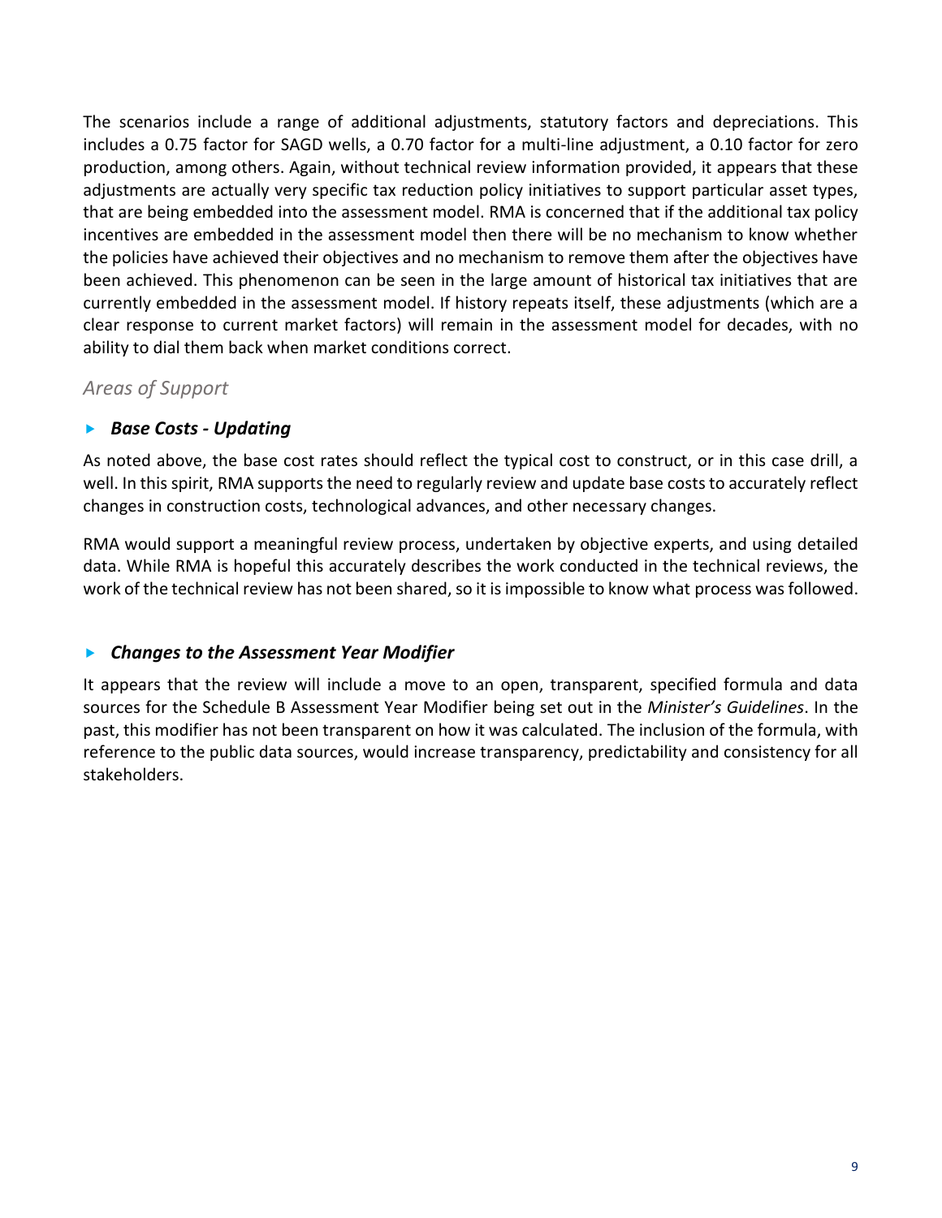The scenarios include a range of additional adjustments, statutory factors and depreciations. This includes a 0.75 factor for SAGD wells, a 0.70 factor for a multi-line adjustment, a 0.10 factor for zero production, among others. Again, without technical review information provided, it appears that these adjustments are actually very specific tax reduction policy initiatives to support particular asset types, that are being embedded into the assessment model. RMA is concerned that if the additional tax policy incentives are embedded in the assessment model then there will be no mechanism to know whether the policies have achieved their objectives and no mechanism to remove them after the objectives have been achieved. This phenomenon can be seen in the large amount of historical tax initiatives that are currently embedded in the assessment model. If history repeats itself, these adjustments (which are a clear response to current market factors) will remain in the assessment model for decades, with no ability to dial them back when market conditions correct.

### *Areas of Support*

- ***Base Costs - Updating***

As noted above, the base cost rates should reflect the typical cost to construct, or in this case drill, a well. In this spirit, RMA supports the need to regularly review and update base costs to accurately reflect changes in construction costs, technological advances, and other necessary changes.

RMA would support a meaningful review process, undertaken by objective experts, and using detailed data. While RMA is hopeful this accurately describes the work conducted in the technical reviews, the work of the technical review has not been shared, so it is impossible to know what process was followed.

- ***Changes to the Assessment Year Modifier***

It appears that the review will include a move to an open, transparent, specified formula and data sources for the Schedule B Assessment Year Modifier being set out in the *Minister's Guidelines*. In the past, this modifier has not been transparent on how it was calculated. The inclusion of the formula, with reference to the public data sources, would increase transparency, predictability and consistency for all stakeholders.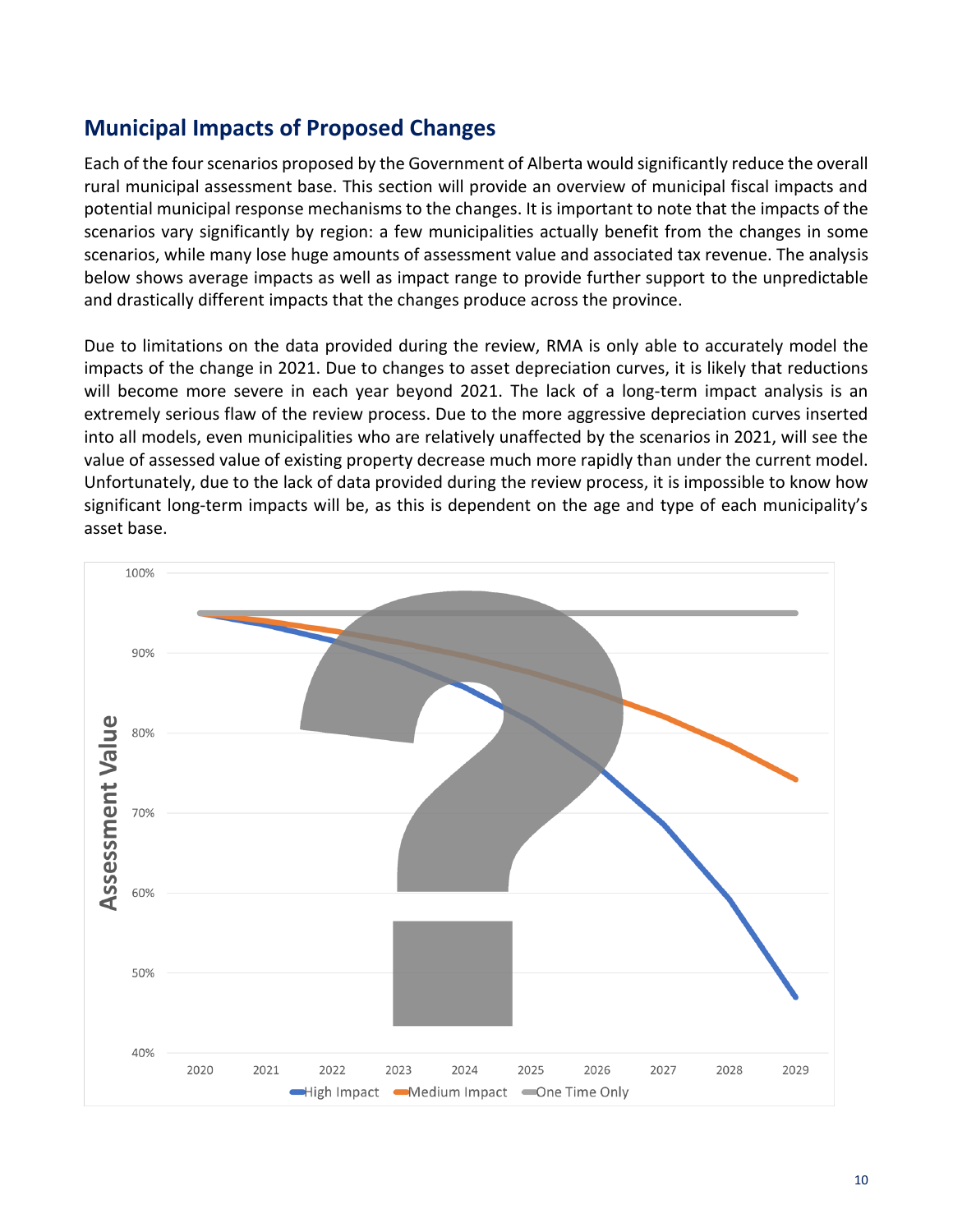## Municipal Impacts of Proposed Changes

Each of the four scenarios proposed by the Government of Alberta would significantly reduce the overall rural municipal assessment base. This section will provide an overview of municipal fiscal impacts and potential municipal response mechanisms to the changes. It is important to note that the impacts of the scenarios vary significantly by region: a few municipalities actually benefit from the changes in some scenarios, while many lose huge amounts of assessment value and associated tax revenue. The analysis below shows average impacts as well as impact range to provide further support to the unpredictable and drastically different impacts that the changes produce across the province.

Due to limitations on the data provided during the review, RMA is only able to accurately model the impacts of the change in 2021. Due to changes to asset depreciation curves, it is likely that reductions will become more severe in each year beyond 2021. The lack of a long-term impact analysis is an extremely serious flaw of the review process. Due to the more aggressive depreciation curves inserted into all models, even municipalities who are relatively unaffected by the scenarios in 2021, will see the value of assessed value of existing property decrease much more rapidly than under the current model. Unfortunately, due to the lack of data provided during the review process, it is impossible to know how significant long-term impacts will be, as this is dependent on the age and type of each municipality's asset base.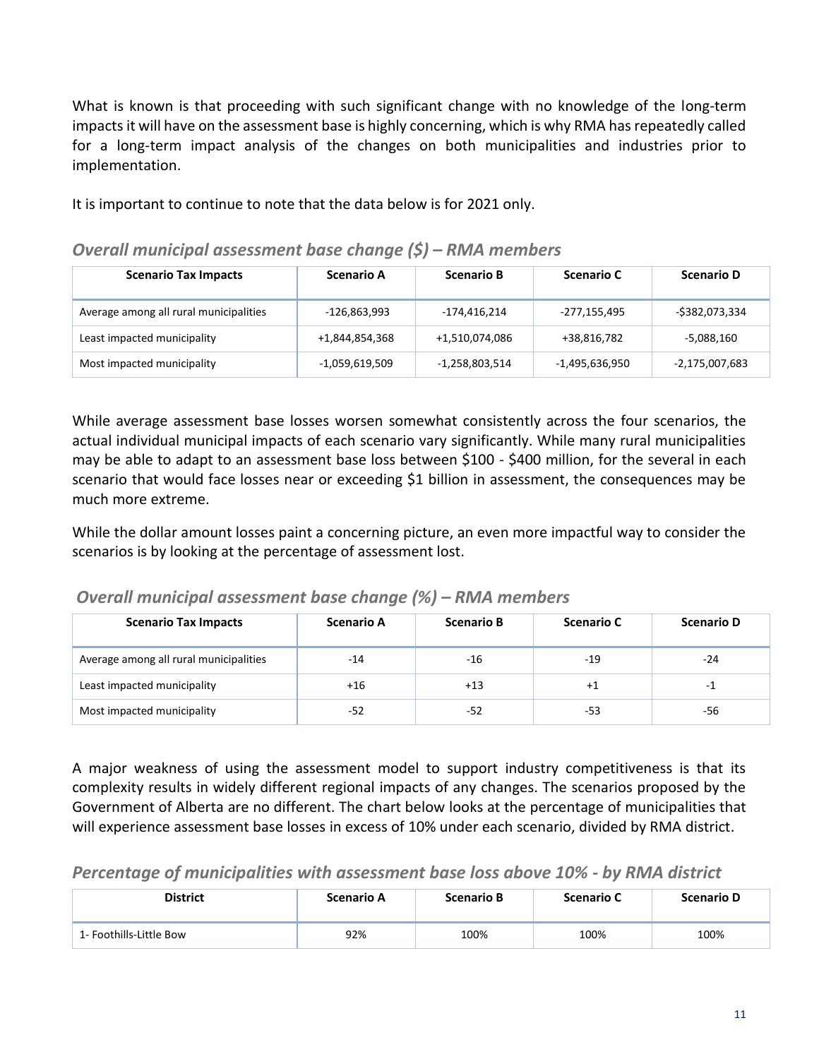What is known is that proceeding with such significant change with no knowledge of the long-term impacts it will have on the assessment base is highly concerning, which is why RMA has repeatedly called for a long-term impact analysis of the changes on both municipalities and industries prior to implementation.

It is important to continue to note that the data below is for 2021 only.

### *Overall municipal assessment base change ($) – RMA members*

| Scenario Tax Impacts | Scenario A | Scenario B | Scenario C | Scenario D |
|---|---|---|---|---|
| Average among all rural municipalities | -126,863,993 | -174,416,214 | -277,155,495 | -$382,073,334 |
| Least impacted municipality | +1,844,854,368 | +1,510,074,086 | +38,816,782 | -5,088,160 |
| Most impacted municipality | -1,059,619,509 | -1,258,803,514 | -1,495,636,950 | -2,175,007,683 |

While average assessment base losses worsen somewhat consistently across the four scenarios, the actual individual municipal impacts of each scenario vary significantly. While many rural municipalities may be able to adapt to an assessment base loss between $100 - $400 million, for the several in each scenario that would face losses near or exceeding $1 billion in assessment, the consequences may be much more extreme.

While the dollar amount losses paint a concerning picture, an even more impactful way to consider the scenarios is by looking at the percentage of assessment lost.

### *Overall municipal assessment base change (%) – RMA members*

| Scenario Tax Impacts | Scenario A | Scenario B | Scenario C | Scenario D |
|---|---|---|---|---|
| Average among all rural municipalities | -14 | -16 | -19 | -24 |
| Least impacted municipality | +16 | +13 | +1 | -1 |
| Most impacted municipality | -52 | -52 | -53 | -56 |

A major weakness of using the assessment model to support industry competitiveness is that its complexity results in widely different regional impacts of any changes. The scenarios proposed by the Government of Alberta are no different. The chart below looks at the percentage of municipalities that will experience assessment base losses in excess of 10% under each scenario, divided by RMA district.

### *Percentage of municipalities with assessment base loss above 10% - by RMA district*

| District | Scenario A | Scenario B | Scenario C | Scenario D |
|---|---|---|---|---|
| 1- Foothills-Little Bow | 92% | 100% | 100% | 100% |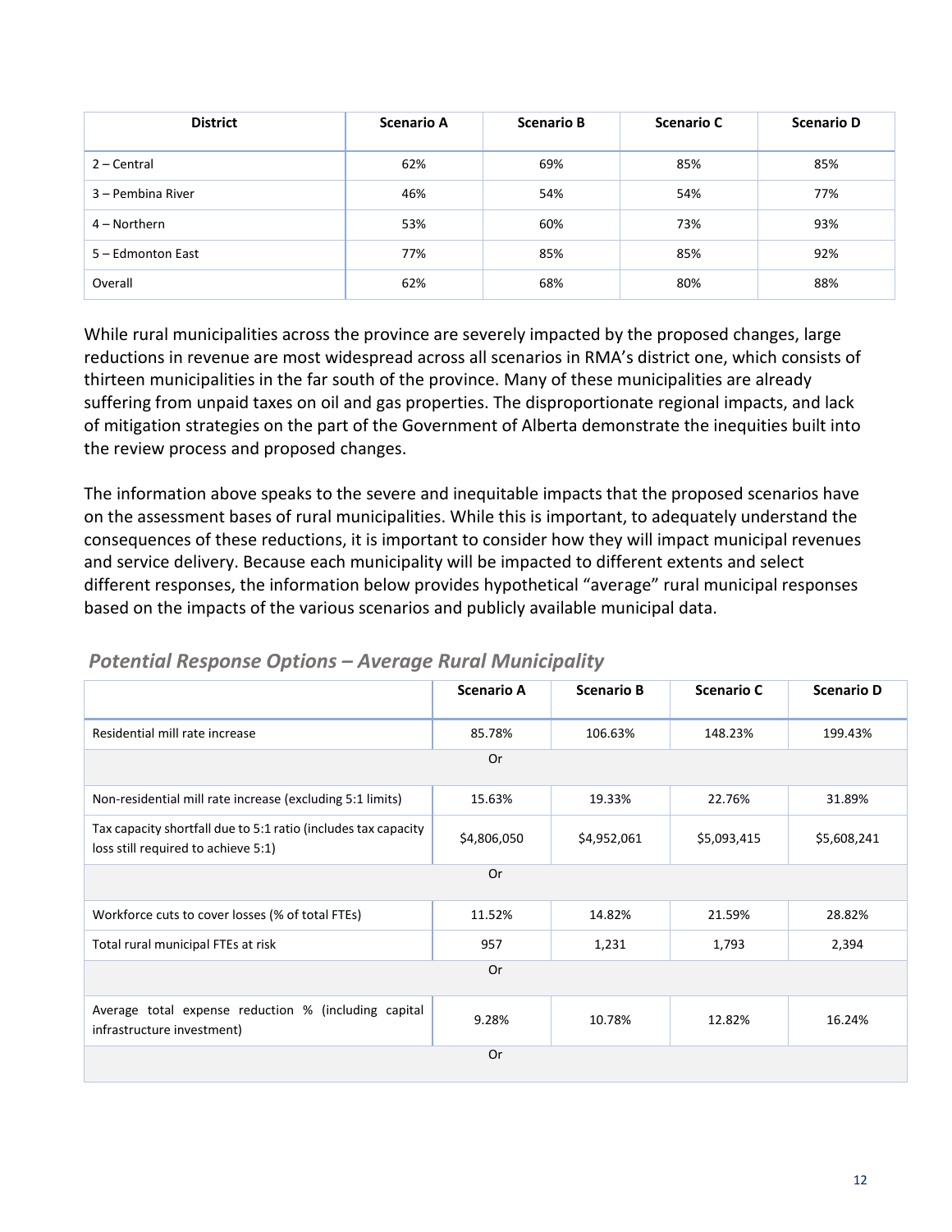| District | Scenario A | Scenario B | Scenario C | Scenario D |
|---|---|---|---|---|
| 2 – Central | 62% | 69% | 85% | 85% |
| 3 – Pembina River | 46% | 54% | 54% | 77% |
| 4 – Northern | 53% | 60% | 73% | 93% |
| 5 – Edmonton East | 77% | 85% | 85% | 92% |
| Overall | 62% | 68% | 80% | 88% |

While rural municipalities across the province are severely impacted by the proposed changes, large reductions in revenue are most widespread across all scenarios in RMA's district one, which consists of thirteen municipalities in the far south of the province. Many of these municipalities are already suffering from unpaid taxes on oil and gas properties. The disproportionate regional impacts, and lack of mitigation strategies on the part of the Government of Alberta demonstrate the inequities built into the review process and proposed changes.

The information above speaks to the severe and inequitable impacts that the proposed scenarios have on the assessment bases of rural municipalities. While this is important, to adequately understand the consequences of these reductions, it is important to consider how they will impact municipal revenues and service delivery. Because each municipality will be impacted to different extents and select different responses, the information below provides hypothetical "average" rural municipal responses based on the impacts of the various scenarios and publicly available municipal data.

### *Potential Response Options – Average Rural Municipality*

| | Scenario A | Scenario B | Scenario C | Scenario D |
|---|---|---|---|---|
| Residential mill rate increase | 85.78% | 106.63% | 148.23% | 199.43% |
| Or | | | | |
| Non-residential mill rate increase (excluding 5:1 limits) | 15.63% | 19.33% | 22.76% | 31.89% |
| Tax capacity shortfall due to 5:1 ratio (includes tax capacity loss still required to achieve 5:1) | $4,806,050 | $4,952,061 | $5,093,415 | $5,608,241 |
| Or | | | | |
| Workforce cuts to cover losses (% of total FTEs) | 11.52% | 14.82% | 21.59% | 28.82% |
| Total rural municipal FTEs at risk | 957 | 1,231 | 1,793 | 2,394 |
| Or | | | | |
| Average total expense reduction % (including capital infrastructure investment) | 9.28% | 10.78% | 12.82% | 16.24% |
| Or | | | | |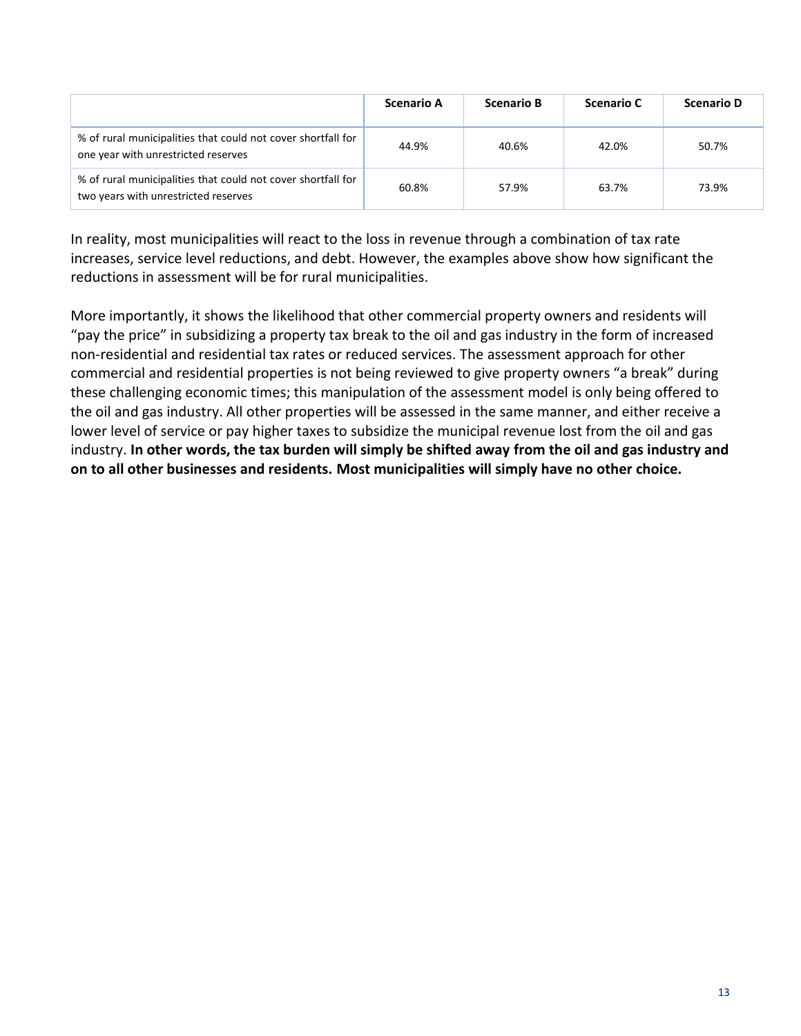| | Scenario A | Scenario B | Scenario C | Scenario D |
|---|---|---|---|---|
| % of rural municipalities that could not cover shortfall for one year with unrestricted reserves | 44.9% | 40.6% | 42.0% | 50.7% |
| % of rural municipalities that could not cover shortfall for two years with unrestricted reserves | 60.8% | 57.9% | 63.7% | 73.9% |

In reality, most municipalities will react to the loss in revenue through a combination of tax rate increases, service level reductions, and debt. However, the examples above show how significant the reductions in assessment will be for rural municipalities.

More importantly, it shows the likelihood that other commercial property owners and residents will "pay the price" in subsidizing a property tax break to the oil and gas industry in the form of increased non-residential and residential tax rates or reduced services. The assessment approach for other commercial and residential properties is not being reviewed to give property owners "a break" during these challenging economic times; this manipulation of the assessment model is only being offered to the oil and gas industry. All other properties will be assessed in the same manner, and either receive a lower level of service or pay higher taxes to subsidize the municipal revenue lost from the oil and gas industry. **In other words, the tax burden will simply be shifted away from the oil and gas industry and on to all other businesses and residents. Most municipalities will simply have no other choice.**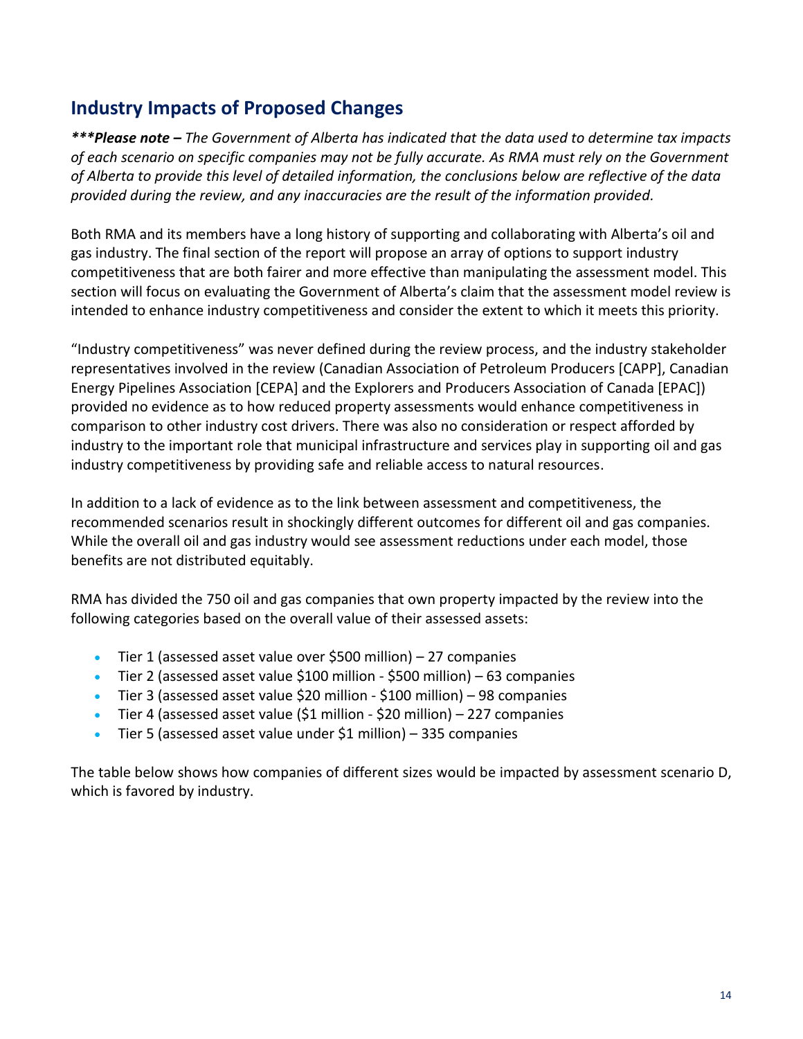## Industry Impacts of Proposed Changes

***\*\*\*Please note –*** *The Government of Alberta has indicated that the data used to determine tax impacts of each scenario on specific companies may not be fully accurate. As RMA must rely on the Government of Alberta to provide this level of detailed information, the conclusions below are reflective of the data provided during the review, and any inaccuracies are the result of the information provided.*

Both RMA and its members have a long history of supporting and collaborating with Alberta's oil and gas industry. The final section of the report will propose an array of options to support industry competitiveness that are both fairer and more effective than manipulating the assessment model. This section will focus on evaluating the Government of Alberta's claim that the assessment model review is intended to enhance industry competitiveness and consider the extent to which it meets this priority.

"Industry competitiveness" was never defined during the review process, and the industry stakeholder representatives involved in the review (Canadian Association of Petroleum Producers [CAPP], Canadian Energy Pipelines Association [CEPA] and the Explorers and Producers Association of Canada [EPAC]) provided no evidence as to how reduced property assessments would enhance competitiveness in comparison to other industry cost drivers. There was also no consideration or respect afforded by industry to the important role that municipal infrastructure and services play in supporting oil and gas industry competitiveness by providing safe and reliable access to natural resources.

In addition to a lack of evidence as to the link between assessment and competitiveness, the recommended scenarios result in shockingly different outcomes for different oil and gas companies. While the overall oil and gas industry would see assessment reductions under each model, those benefits are not distributed equitably.

RMA has divided the 750 oil and gas companies that own property impacted by the review into the following categories based on the overall value of their assessed assets:

- Tier 1 (assessed asset value over $500 million) – 27 companies
- Tier 2 (assessed asset value $100 million - $500 million) – 63 companies
- Tier 3 (assessed asset value $20 million - $100 million) – 98 companies
- Tier 4 (assessed asset value ($1 million - $20 million) – 227 companies
- Tier 5 (assessed asset value under $1 million) – 335 companies

The table below shows how companies of different sizes would be impacted by assessment scenario D, which is favored by industry.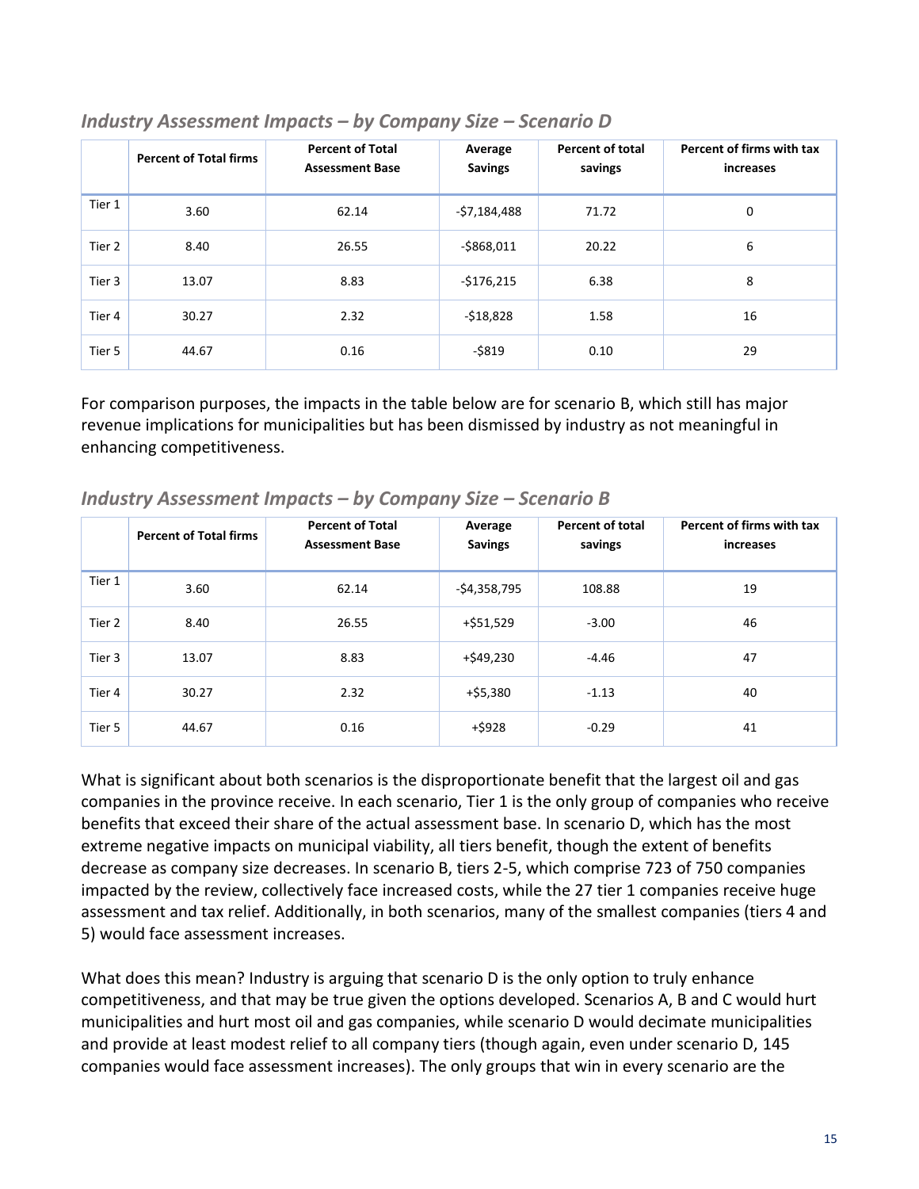### *Industry Assessment Impacts – by Company Size – Scenario D*

| | Percent of Total firms | Percent of Total Assessment Base | Average Savings | Percent of total savings | Percent of firms with tax increases |
|---|---|---|---|---|---|
| Tier 1 | 3.60 | 62.14 | -$7,184,488 | 71.72 | 0 |
| Tier 2 | 8.40 | 26.55 | -$868,011 | 20.22 | 6 |
| Tier 3 | 13.07 | 8.83 | -$176,215 | 6.38 | 8 |
| Tier 4 | 30.27 | 2.32 | -$18,828 | 1.58 | 16 |
| Tier 5 | 44.67 | 0.16 | -$819 | 0.10 | 29 |

For comparison purposes, the impacts in the table below are for scenario B, which still has major revenue implications for municipalities but has been dismissed by industry as not meaningful in enhancing competitiveness.

### *Industry Assessment Impacts – by Company Size – Scenario B*

| | Percent of Total firms | Percent of Total Assessment Base | Average Savings | Percent of total savings | Percent of firms with tax increases |
|---|---|---|---|---|---|
| Tier 1 | 3.60 | 62.14 | -$4,358,795 | 108.88 | 19 |
| Tier 2 | 8.40 | 26.55 | +$51,529 | -3.00 | 46 |
| Tier 3 | 13.07 | 8.83 | +$49,230 | -4.46 | 47 |
| Tier 4 | 30.27 | 2.32 | +$5,380 | -1.13 | 40 |
| Tier 5 | 44.67 | 0.16 | +$928 | -0.29 | 41 |

What is significant about both scenarios is the disproportionate benefit that the largest oil and gas companies in the province receive. In each scenario, Tier 1 is the only group of companies who receive benefits that exceed their share of the actual assessment base. In scenario D, which has the most extreme negative impacts on municipal viability, all tiers benefit, though the extent of benefits decrease as company size decreases. In scenario B, tiers 2-5, which comprise 723 of 750 companies impacted by the review, collectively face increased costs, while the 27 tier 1 companies receive huge assessment and tax relief. Additionally, in both scenarios, many of the smallest companies (tiers 4 and 5) would face assessment increases.

What does this mean? Industry is arguing that scenario D is the only option to truly enhance competitiveness, and that may be true given the options developed. Scenarios A, B and C would hurt municipalities and hurt most oil and gas companies, while scenario D would decimate municipalities and provide at least modest relief to all company tiers (though again, even under scenario D, 145 companies would face assessment increases). The only groups that win in every scenario are the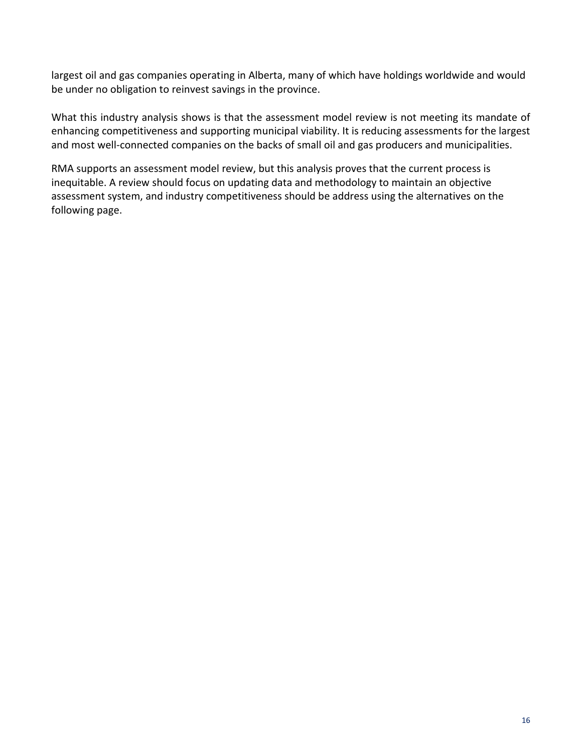largest oil and gas companies operating in Alberta, many of which have holdings worldwide and would be under no obligation to reinvest savings in the province.

What this industry analysis shows is that the assessment model review is not meeting its mandate of enhancing competitiveness and supporting municipal viability. It is reducing assessments for the largest and most well-connected companies on the backs of small oil and gas producers and municipalities.

RMA supports an assessment model review, but this analysis proves that the current process is inequitable. A review should focus on updating data and methodology to maintain an objective assessment system, and industry competitiveness should be address using the alternatives on the following page.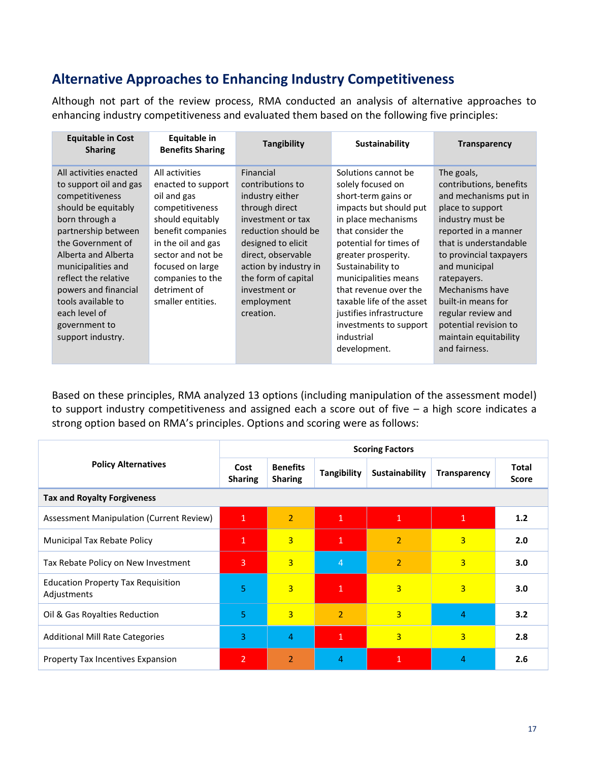## Alternative Approaches to Enhancing Industry Competitiveness

Although not part of the review process, RMA conducted an analysis of alternative approaches to enhancing industry competitiveness and evaluated them based on the following five principles:

| Equitable in Cost Sharing | Equitable in Benefits Sharing | Tangibility | Sustainability | Transparency |
|---|---|---|---|---|
| All activities enacted to support oil and gas competitiveness should be equitably born through a partnership between the Government of Alberta and Alberta municipalities and reflect the relative powers and financial tools available to each level of government to support industry. | All activities enacted to support oil and gas competitiveness should equitably benefit companies in the oil and gas sector and not be focused on large companies to the detriment of smaller entities. | Financial contributions to industry either through direct investment or tax reduction should be designed to elicit direct, observable action by industry in the form of capital investment or employment creation. | Solutions cannot be solely focused on short-term gains or impacts but should put in place mechanisms that consider the potential for times of greater prosperity. Sustainability to municipalities means that revenue over the taxable life of the asset justifies infrastructure investments to support industrial development. | The goals, contributions, benefits and mechanisms put in place to support industry must be reported in a manner that is understandable to provincial taxpayers and municipal ratepayers. Mechanisms have built-in means for regular review and potential revision to maintain equitability and fairness. |

Based on these principles, RMA analyzed 13 options (including manipulation of the assessment model) to support industry competitiveness and assigned each a score out of five – a high score indicates a strong option based on RMA's principles. Options and scoring were as follows:

| Policy Alternatives | Scoring Factors | | | | | |
|---|---|---|---|---|---|---|
| | Cost Sharing | Benefits Sharing | Tangibility | Sustainability | Transparency | Total Score |
| **Tax and Royalty Forgiveness** | | | | | | |
| Assessment Manipulation (Current Review) | 1 | 2 | 1 | 1 | 1 | **1.2** |
| Municipal Tax Rebate Policy | 1 | 3 | 1 | 2 | 3 | **2.0** |
| Tax Rebate Policy on New Investment | 3 | 3 | 4 | 2 | 3 | **3.0** |
| Education Property Tax Requisition Adjustments | 5 | 3 | 1 | 3 | 3 | **3.0** |
| Oil & Gas Royalties Reduction | 5 | 3 | 2 | 3 | 4 | **3.2** |
| Additional Mill Rate Categories | 3 | 4 | 1 | 3 | 3 | **2.8** |
| Property Tax Incentives Expansion | 2 | 2 | 4 | 1 | 4 | **2.6** |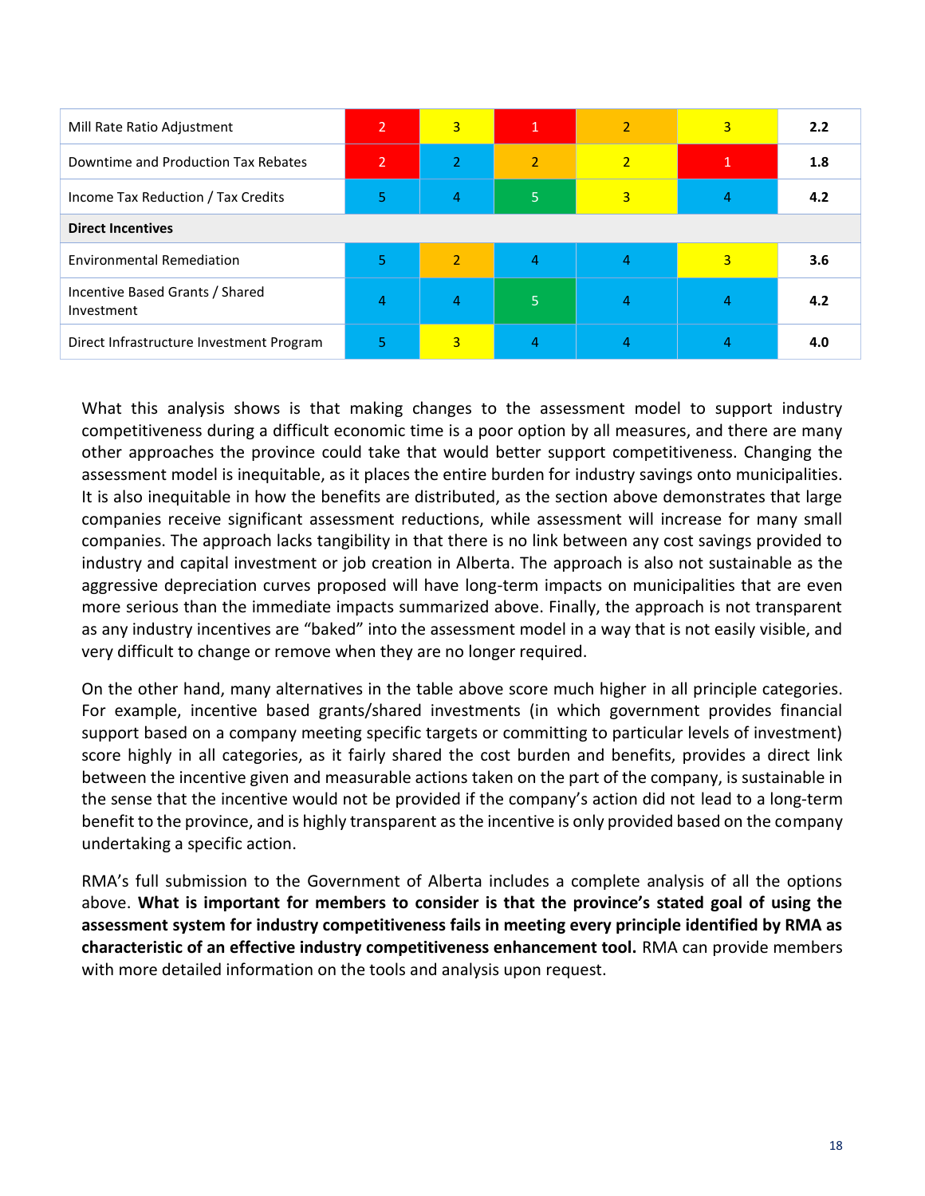| | | | | | | |
|---|---|---|---|---|---|---|
| Mill Rate Ratio Adjustment | 2 | 3 | 1 | 2 | 3 | **2.2** |
| Downtime and Production Tax Rebates | 2 | 2 | 2 | 2 | 1 | **1.8** |
| Income Tax Reduction / Tax Credits | 5 | 4 | 5 | 3 | 4 | **4.2** |
| **Direct Incentives** | | | | | | |
| Environmental Remediation | 5 | 2 | 4 | 4 | 3 | **3.6** |
| Incentive Based Grants / Shared Investment | 4 | 4 | 5 | 4 | 4 | **4.2** |
| Direct Infrastructure Investment Program | 5 | 3 | 4 | 4 | 4 | **4.0** |

What this analysis shows is that making changes to the assessment model to support industry competitiveness during a difficult economic time is a poor option by all measures, and there are many other approaches the province could take that would better support competitiveness. Changing the assessment model is inequitable, as it places the entire burden for industry savings onto municipalities. It is also inequitable in how the benefits are distributed, as the section above demonstrates that large companies receive significant assessment reductions, while assessment will increase for many small companies. The approach lacks tangibility in that there is no link between any cost savings provided to industry and capital investment or job creation in Alberta. The approach is also not sustainable as the aggressive depreciation curves proposed will have long-term impacts on municipalities that are even more serious than the immediate impacts summarized above. Finally, the approach is not transparent as any industry incentives are "baked" into the assessment model in a way that is not easily visible, and very difficult to change or remove when they are no longer required.

On the other hand, many alternatives in the table above score much higher in all principle categories. For example, incentive based grants/shared investments (in which government provides financial support based on a company meeting specific targets or committing to particular levels of investment) score highly in all categories, as it fairly shared the cost burden and benefits, provides a direct link between the incentive given and measurable actions taken on the part of the company, is sustainable in the sense that the incentive would not be provided if the company's action did not lead to a long-term benefit to the province, and is highly transparent as the incentive is only provided based on the company undertaking a specific action.

RMA's full submission to the Government of Alberta includes a complete analysis of all the options above. **What is important for members to consider is that the province's stated goal of using the assessment system for industry competitiveness fails in meeting every principle identified by RMA as characteristic of an effective industry competitiveness enhancement tool.** RMA can provide members with more detailed information on the tools and analysis upon request.